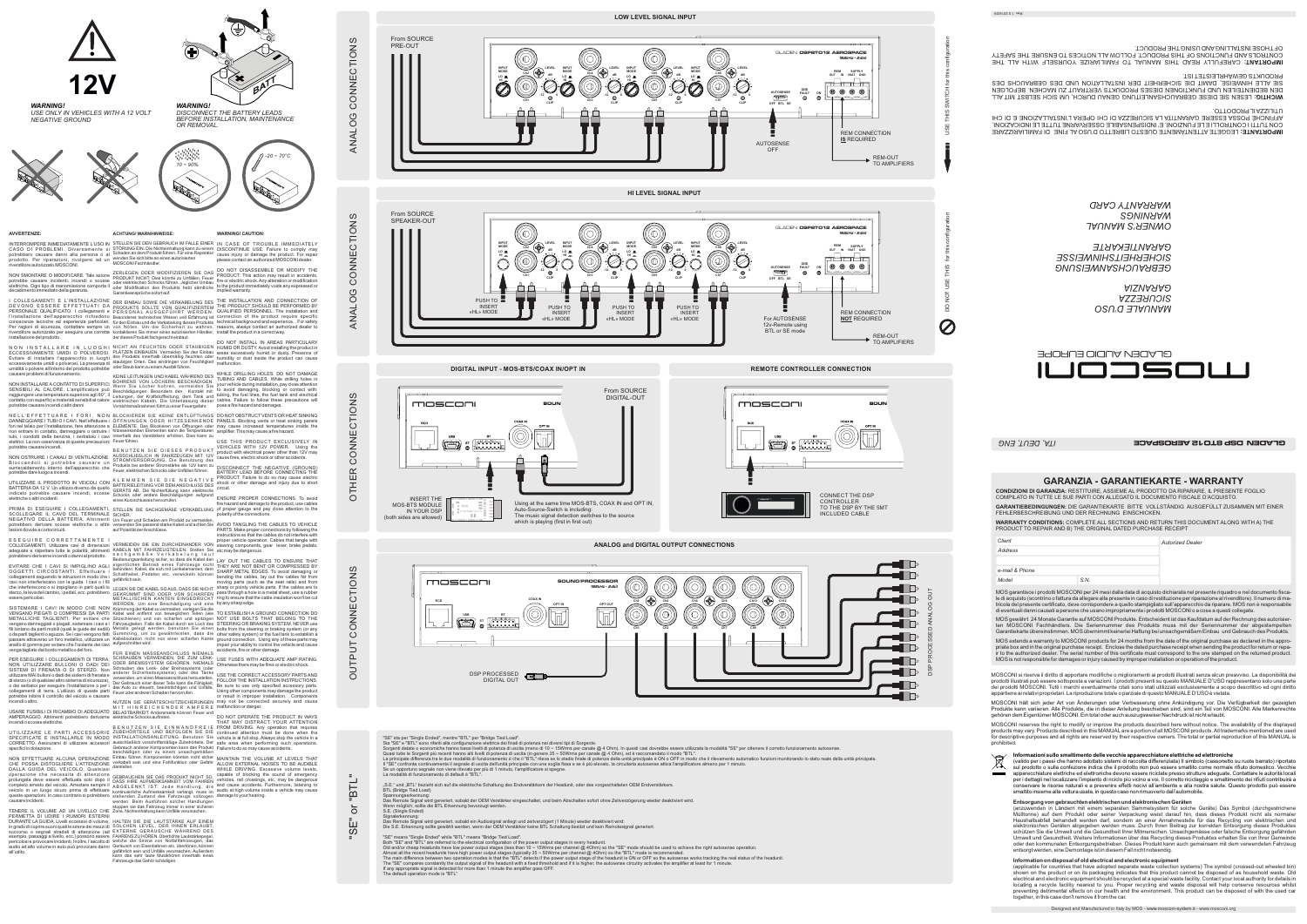**12V**

***WARNING!***
*USE ONLY IN VEHICLES WITH A 12 VOLT NEGATIVE GROUND*

***WARNING!***
*DISCONNECT THE BATTERY LEADS BEFORE INSTALLATION, MAINTENANCE OR REMOVAL.*

10 ~ 90%

-20 ~ 70°C

**AVVERTENZE:**

INTERROMPERE IMMEDIATAMENTE L'USO IN CASO DI PROBLEMI. Diversamente si potrebbero causare danni alle persone o al prodotto. Per riparazioni, rivolgersi ad un rivenditore autorizzato MOSCONI.

NON SMONTARE O MODIFICARE. Tale azione potrebbe causare incidenti, incendi o scosse elettriche. Ogni tipo di manomissione comporta il decadimento immediato della garanzia.

I COLLEGAMENTI E L'INSTALLAZIONE DEVONO ESSERE EFFETTUATI DA PERSONALE QUALIFICATO. I collegamenti e l'installazione dell'apparecchio richiedono conoscenze tecniche ed esperienza particolari. Per ragioni di sicurezza, contattare sempre un rivenditore autorizzato per eseguire una corretta installazione del prodotto.

NON INSTALLARE IN LUOGHI ECCESSIVAMENTE UMIDI O POLVEROSI. Evitare di installare l'apparecchio in luoghi eccessivamente umidi o polverosi. La presenza di umidità o polvere all'interno del prodotto potrebbe causare problemi di funzionamento.

NON INSTALLARE A CONTATTO DI SUPERFICI SENSIBILI AL CALORE. L'amplificatore può raggiungere una temperatura superiore agli 60°, il contatto con superfici e materiali sensibili al calore potrebbe causare incendi o altri danni

NELL'EFFETTUARE I FORI, NON DANNEGGIARE I TUBI O I CAVI. Nell'effettuare i fori nel telaio per l'installazione, fare attenzione a non entrare in contatto, danneggiare o ostruire i tubi, i condotti della benzina, i serbatoio i cavi elettrici. La non osservanza di queste precauzioni potrebbe causare incendi.

NON OSTRUIRE I CANALI DI VENTILAZIONE. Bloccandoli si potrebbe causare un surriscaldamento interno dell'apparecchio che potrebbe dare luogo a incendi.

UTILIZZARE IL PRODOTTO IN VEICOLI CON BATTERIA DA 12 V. Un utilizzo diverso da quello indicato potrebbe causare incendi, scosse elettriche o altri incidenti.

PRIMA DI ESEGUIRE I COLLEGAMENTI, SCOLLEGARE IL CAVO DEL TERMINALE NEGATIVO DELLA BATTERIA. Altrimenti potrebbero derivare scosse elettriche o altre lesioni dovute a cortocircuiti.

ESEGUIRE CORRETTAMENTE I COLLEGAMENTI. Utilizzare cavi di dimensioni adeguate e rispettare tutte le polarità, altrimenti potrebbero derivare incendi o danni al prodotto.

EVITARE CHE I CAVI SI IMPIGLINO AGLI OGGETTI CIRCOSTANTI. Effettuare i collegamenti seguendo le istruzioni in modo che i cavi non interferiscano con la guida. I cavi o i fili che interferiscono o si impigliano in parti quali lo sterzo, la leva del cambio, i pedali, ecc. potrebbero essere pericolosi.

SISTEMARE I CAVI IN MODO CHE NON VENGANO PIEGATI O COMPRESSI DA PARTI METALLICHE TAGLIENTI. Per evitare che vengano danneggiati o piegati, sistemare i cavi e i fili lontano da parti mobili (quali le guide dei sedili) o da parti taglienti o aguzze. Se i cavi vengono fatti passare attraverso un foro metallico, utilizzare un anello di gomma per evitare che l'isolante del cavo venga tagliato dal bordo metallico del foro.

PER ESEGUIRE I COLLEGAMENTI DI TERRA, NON UTILIZZARE BULLONI O DADI DEI SISTEMI DI FRENATA O DI STERZO. Non utilizzare MAI bulloni o dadi dei sistemi di frenata e di sterzo (o di qualsiasi altro sistema di sicurezza), o dei serbatoi per eseguire l'installazione o per i collegamenti di terra. L'utilizzo di queste parti potrebbe inibire il controllo del veicolo e causare incendi o altro.

USARE FUSIBILI DI RICAMBIO DI ADEGUATO AMPERAGGIO. Altrimenti potrebbero derivare incendi o scosse elettriche.

UTILIZZARE LE PARTI ACCESSORIE SPECIFICATE E INSTALLARLE IN MODO CORRETTO. Assicurarsi di utilizzare accessori specifici in dotazione.

NON EFFETTUARE ALCUNA OPERAZIONE CHE POSSA DISTOGLIERE L'ATTENZIONE DALLA GUIDA DEL VEICOLO. Qualsiasi operazione che necessita di attenzione prolungata deve essere effettuata solo dopo il completo arresto del veicolo. Arrestare sempre il veicolo in un luogo sicuro prima di effettuare queste operazioni. In caso contrario si potrebbero causare incidenti.

TENERE IL VOLUME AD UN LIVELLO CHE PERMETTA DI UDIRE I RUMORI ESTERNI DURANTE LA GUIDA. Livelli eccessivi di volume, in grado di coprire suoni quali le sirene dei mezzi di soccorso o segnali stradali di attenzione (ad esempio, passaggi a livello, ecc.) possono essere pericolosi e provocare incidenti. Inoltre, l'ascolto di audio ad alto volume in auto può provocare danni all'udito.

**ACHTUNG/ WARNHINWEISE:**

STELLEN SIE DEN GEBRAUCH IM FALLE EINER STÖRUNG Ein. Die Nichteinhaltung kann zu einem Schaden an dem Produkt führen. Für eine Reparatur wenden Sie sich bitte an einen autorisierten MOSCONI Fachhändler.

ZERLEGEN ODER MODIFIZIEREN SIE DAS PRODUKT NICHT. Dies könnte zu Unfällen, Feuer oder elektrischen Schocks führen. Jeglicher Umbau oder Modifikation des Produkts führt unmittelbar zu einem Garantieanspruchsverlust

DER EINBAU SOWIE DIE VERKABELUNG DES PRODUKTS SOLLTE VON QUALIFIZIERTEM PERSONAL AUSGEFÜHRT WERDEN. Besonderes technisches Wissen und Erfahrung ist für den Einbau und die Verkabelung dieses Produkts von Nöten. Um die Sicherheit zu wahren, kontaktieren Sie immer einen autorisierten Händler, der dieses Produkt fachgerecht einbaut.

NICHT AN FEUCHTEN ODER STAUBIGEN PLÄTZEN EINBAUEN. Vermeiden Sie den Einbau des Produkts innerhalb übermäßig feuchten oder staubigen Orten. Das eindringen von Feuchtigkeit oder Staub kann zu einem Schaden führen.

KEINE LEITUNGEN UND KABEL WÄHREND DES BOHRENS VON LÖCHERN BESCHÄDIGEN. Wenn Sie Löcher bohren, vermeiden Sie Beschädigungen, Berührungen den Kontakt mit Leitungen, der Kraftstoffleitung, dem Tank und elektrischen Leitungen. Die Nichteinhaltung dieser Vorsichtsmaßnahmen führt zu einer Feuergefahr.

BLOCKIEREN SIE KEINE ENTLÜFTUNGS ÖFFNUNGEN ODER HITZEISENKENDE ELEMENTE. Das Blockieren von Öffnungen oder hitzesenkenden Elementen kann die Temperaturen innerhalb des Verstärkers erhöhen. Dies kann zu Feuer führen.

BENUTZEN SIE DIESES PRODUKT AUSSCHLIEßLICH IN FAHRZEUGEN MIT 12V STROMVERSORGUNG. Die Benutzung des Produkts bei anderer Stromstärke als 12V kann zu Feuer, elektrischen Schocks oder Unfällen führen.

KLEMMEN SIE DIE NEGATIVE BATTERIELEITUNG VOR DEM ANSCHLUSS DES GERÄTS AB. Die Nichterfüllung kann elektrische Schocks oder andere Beschädigungen aufgrund eines Kurzschlusses hervorrufen.

STELLEN SIE SACHGEMÄSE VERKABELUNG SICHER.
Um Feuer und Schaden am Produkt zu vermeiden, verwenden Sie passend starke Kabel und achten Sie auf Polarität der Anschlüsse.

VERMEIDEN SIE EIN DURCHEINANDER VON KABELN MIT FAHRZEUGTEILEN. Stellen Sie sachgemäße Verkabelung laut Bedienungsanleitung sicher, so dass die Kabel den eigentlichen Betrieb eines Fahrzeugs nicht behindern. Kabel, die sich mit Lenkelementen, dem Schalthebel, Pedalen etc. verwickeln können gefährlich sein.

LEGEN SIE DIE KABEL SO AUS, DASS SIE NICHT GEKRÜMMT SIND ODER VON SCHARFEN METALLISCHEN KANTEN EINGEDRÜCKT WERDEN. Um eine Beschädigung und eine Krümmung der Kabel zu vermeiden, verlegen Sie die Kabel weit entfernt von beweglichen Teilen (wie Sitzschienen) und von scharfen und spitzigen Fahrzeugteilen. Falls die Kabel durch ein Loch des Metalls gelegt werden, benutzen Sie einen Gummiring, um zu gewährleisten, dass die Kabelisolation nicht von einer scharfen Kante aufgeschnitten wird.

FÜR EINEN MASSEANSCHLUSS NIEMALS SCHRAUBEN VERWENDEN, DIE ZUM LENK- ODER BREMSSYSTEM GEHÖREN. NIEMALS Schrauben des Lenk- oder Bremssystems (oder anderer Sicherheitssysteme) oder des Tanks verwenden, um einen Masseanschluss herzustellen. Der Gebrauch einer dieser Teile kann die Fähigkeit, das Auto zu steuern, beeinträchtigen und zu Unfällen, Feuer oder anderen Schäden hervorrufen.

NUTZEN SIE GERÄTESCHUTZSICHERUNGEN MIT HINREICHENDER AMPERE BELASTBARKEIT. Andernfalls können Feuer und elektrische Schocks auftreten.

BENUTZEN SIE EINWANDFREIE ZUBEHÖRTEILE UND BEFOLGEN SIE DIE INSTALLATIONSANLEITUNG. Benutzen Sie ausschließlich vorschriftsmäßige Zubehörteile. Der Gebrauch anderer Komponenten kann das Produkt beschädigen oder zu einem unsachgemäßen Einbau führen. Komponenten könnten nicht sicher verkabelt sein und eine Fehlfunktion oder Gefahr darstellen.

GEBRAUCHEN SIE DAS PRODUKT NICHT SO, DASS IHRE AUFMERKSAMKEIT VOM FAHREN ABGELENKT IST. Jede Handlung, die kontinuierliche Aufmerksamkeit verlangt, muss im stehenden Zustand des Fahrzeugs vollzogen werden. Immer das Fahrzeug an einer sicheren Zone, Nichteinhaltung kann Unfälle verursachen.

HALTEN SIE DIE LAUTSTÄRKE AUF EINEM SOLCHEN LEVEL, DER IHNEN ERLAUBT, EXTERNE GERÄUSCHE WÄHREND DES FAHRENS ZU HÖREN. Überhöhte Lautstärkepegel, welche die Sirene von Notfallfahrzeugen, das Geräusch von Eisenbahnen etc. übertönen, können gefährlich sein und Unfälle verursachen. Außerdem kann das sehr laute Musikhören innerhalb eines Fahrzeugs das Gehör schädigen.

**WARNING/ CAUTION:**

IN CASE OF TROUBLE IMMEDIATELY DISCONTINUE USE. Failure to comply may cause injury or damage the product. For repair please contact an authorized MOSCONI dealer.

DO NOT DISASSEMBLE OR MODIFY THE PRODUCT. This action may result in accidents, fire or electric shock. Any alteration or modification to the product immediately voids any expressed or implied warranty.

THE INSTALLATION AND CONNECTION OF THE PRODUCT SHOULD BE PERFORMED BY QUALIFIED PERSONNEL. The installation and connection of this product requires specific technical background and experience. . For safety reasons, always contact an authorized dealer to install the product in a correct way.

DO NOT INSTALL IN AREAS PARTICULARY HUMID OR DUSTY. Avoid installing the product in areas excessively humid or dusty. Presence of humidity or dust inside the product can cause malfunction.

WHILE DRILLING HOLES, DO NOT DAMAGE TUBING AND CABLES. While drilling holes in your vehicle during installation, pay close attention to avoid damaging, blocking or contact with tubing, the fuel lines, the fuel tank and electrical cables. Failure to follow these precautions will pose a fire hazard and damages.

DO NOT OBSTRUCT VENTS OR HEAT SINKING PANELS. Blocking vents or heat sinking panels may cause increased temperatures inside the amplifier. This may cause a fire hazard.

USE THIS PRODUCT EXCLUSIVELY IN VEHICLES WITH 12V POWER. Using the product with electrical power other than 12V may cause fires, electric shock or other accidents.

DISCONNECT THE NEGATIVE (GROUND) BATTERY LEAD BEFORE CONNECTING THE PRODUCT. Failure to do so may cause electric shock or other damage and injury due to short circuit.

ENSURE PROPER CONNECTIONS. To avoid fire hazard and damage to the product, use cables of proper gauge and pay attention to the polarity of the connections.

AVOID TANGLING THE CABLES TO VEHICLE PARTS. Make proper connections by following the instructions so that the cables do not interfere with proper vehicle operation. Cables that tangle with steering components, gear lever, brake pedals, etc may be dangerous.

LAY OUT THE CABLES TO ENSURE THAT THEY ARE NOT BENT OR COMPRESSED BY SHARP METAL EDGES. To avoid damaging or bending the cables, lay out the cables far from moving parts (such as the seat rails) and from sharp or pointy vehicle parts. If the cables are to pass through a hole in a metal sheet, use a rubber ring to ensure that the cable insulation won't be cut by any sharp edges.

TO ESTABLISH A GROUND CONNECTION DO NOT USE BOLTS THAT BELONG TO THE STEERING OR BRAKING SYSTEM. NEVER use bolts from the steering or braking system (or any other safety system) or the fuel tank to establish a ground connection. Using any of these parts may impair your ability to control the vehicle and cause accidents, fire or other damage.

USE FUSES WITH ADEQUATE AMP RATING. Otherwise there may be fires or electric shock.

USE THE CORRECT ACCESSORY PARTS AND FOLLOW THE INSTALLATION INSTRUCTIONS. Be sure to use only specified accessory parts. Using other component may damage the product or result in improper installation. Components may not be connected securely and cause malfunction or danger.

DO NOT OPERATE THE PRODUCT IN WAYS THAT MAY DISTRACT YOUR ATTENTION FROM DRIVING. Any operation that requires continued attention must be done when the vehicle is at full stop. Always stop the vehicle in a safe area when performing such operations. Failure to do so may cause accidents.

MAINTAIN THE VOLUME AT LEVELS THAT ALLOW EXTERNAL NOISES TO BE AUDIBLE WHILE DRIVING. Excessive volume levels, capable of blocking the sound of emergency vehicles, rail crossings, etc, may be dangerous and cause accidents. Furthermore, listening to audio at high volume inside a vehicle may cause damage to your hearing.

## ANALOG CONNECTIONS

### LOW LEVEL SIGNAL INPUT

From SOURCE PRE-OUT

AUTOSENSE OFF

REM CONNECTION **IS** REQUIRED

REM-OUT TO AMPLIFIERS

USE THIS SWITCH for this configuration

### HI LEVEL SIGNAL INPUT

From SOURCE SPEAKER-OUT

PUSH TO INSERT «HL» MODE

For AUTOSENSE 12v-Remote using BTL or SE mode

REM CONNECTION **NOT** REQUIRED

REM-OUT TO AMPLIFIERS

DO NOT USE THIS for this configuration

## OTHER CONNECTIONS

### DIGITAL INPUT - MOS-BTS/COAX IN/OPT IN

From SOURCE DIGITAL-OUT

INSERT THE MOS-BTS MODULE IN YOUR DSP (both sides are allowed)

Using at the same time MOS-BTS, COAX IN and OPT IN, Auto-Source-Switch is including: The music signal detection switches to the source which is playing (first in first out)

### REMOTE CONTROLLER CONNECTION

CONNECT THE DSP CONTROLLER TO THE DSP BY THE SMT INCLUDED CABLE

## OUTPUT CONNECTIONS

### ANALOG and DIGITAL OUTPUT CONNECTIONS

DSP PROCESSED DIGITAL OUT

DSP PROCESSED ANALOG OUT

## "SE" or "BTL"

"SE" sta per "Single Ended", mentre "BTL" per "Bridge Tied Load".
Sia "SE" e "BTL" sono riferiti alla configurazione elettrica dei finali di potenza nei diversi tipi di Sorgente.
Sorgenti datate o economiche hanno bassi livelli di potenza di uscita (meno di 10 ~ 15Wrms per canale @ 4 Ohm). In questi casi dovrebbe essere utilizzata la modalità "SE" per ottenere il corretto funzionamento autosense.
Quasi tutte le Sorgenti più recenti hanno alti livelli di potenza di uscita (in genere 35 ~ 50Wrms per canale @ 4 Ohm), ed è raccomandato il modo "BTL".
La principale differenza tra le due modalità di funzionamento è che il "BTL" rileva se lo stadio finale di potenza della unità principale è ON o OFF in modo che il rilevamento automatico funzioni monitorando lo stato reale della unità principale.
Il "SE" confronta continuamente il segnale di uscita dell'unità principale con una soglia fissa e se è più elevato, la circuiteria autosense attiva l'amplificatore in meno per 1 minuto.
Se un opportuno segnale non viene rilevato per più di 1 minuto, l'amplificatore si spegne.
La modalità di funzionamento di default è "BTL".

„S.E." und „BTL" bezieht sich auf die elektrische Schaltung des Endverstärkers der Headunit, oder des vorgeschalteten OEM Endverstärkers.
BTL (Bridge Tied Load):
Spannungserkennung:
Das Remote Signal wird generiert, sobald der OEM Verstärker eingeschaltet, und beim Abschalten sofort ohne Zeitverzögerung wieder deaktiviert wird.
Wenn möglich, sollte die BTL Erkennung bevorzugt werden.
S.E. (Single Ended)
Signalerkennung:
Das Remote Signal wird generiert, sobald ein Audiosignal anliegt und zeitverzögert (1 Minute) wieder deaktiviert wird.
Die S.E. Erkennung sollte gewählt werden, wenn der OEM Verstärker keine BTL Schaltung besitzt und kein Remotesignal generiert.

"SE" means "Single Ended" while "BTL" means "Bridge Tied Load".
Both "SE" and "BTL" are referred to the electrical configuration of the power output stages in every headunit.
Old and/or cheap headunits have low power output stages (less than 10 ~ 15Wrms per channel @ 4Ohm) so the "SE" mode should be used to achieve the right autosense operation.
Almost all the recent headunits have high power output stages (typically 35 ~ 50Wrms per channel @ 4Ohm) so the "BTL" mode is recommended.
The main difference between the two operation modes is that the "BTL" detects if the power output stage of the headunit is ON or OFF so the autosense works tracking the real status of the headunit.
The "SE" compares constantly the output signal of the headunit with a fixed threshold and if it is higher, the autosense circuitry activates the amplifier at least for 1 minute.
If any appropriate signal is detected for more than 1 minute the amplifier goes OFF.
The default operation mode is "BTL"

# MOSCONI

GLADEN AUDIO EUROPE

*MANUALE D'USO*
*SICUREZZA*
*GARANZIA*
*GEBRAUCHSANWEISUNG*
*SICHERHEITSHINWEISE*
*GARANTIEKARTE*
*OWNER'S MANUAL*
*WARNINGS*
*WARRANTY CARD*

**GLADEN DSP 8TO12 AEROSPACE** — *ITA, DEUT, ENG*

**IMPORTANTE**: LEGGETE ATTENTAMENTE QUESTO LIBRETTO D'USO AL FINE DI FAMILIARIZZARE CON TUTTI I CONTROLLI E LE FUNZIONI. E' INDISPENSABILE OSSERVARNE TUTTE LE INDICAZIONI, AFFINCHÉ POSSA ESSERE GARANTITA LA SICUREZZA DI CHI OPERA L'INSTALLAZIONE E DI CHI UTILIZZA IL PRODOTTO.

**WICHTIG**: LESEN SIE DIESE GEBRAUCHSANLEITUNG GENAU DURCH, UM SICH SELBST MIT ALL DEN BEDIENTEILEN UND FUNKTIONEN DIESES PRODUKTS VERTRAUT ZU MACHEN. BEFOLGEN SIE ALLE HINWEISE, DAMIT DIE SICHERHEIT DER INSTALLATION UND DES GEBRAUCHS DES PRODUKTS GEWÄHRLEISTET IST.

**IMPORTANT**: CAREFULLY READ THIS MANUAL TO FAMILIARIZE YOURSELF WITH ALL THE CONTROLS AND FUNCTIONS OF THIS PRODUCT. FOLLOW ALL NOTICES TO ENSURE THE SAFETY OF THOSE INSTALLING AND USING THE PRODUCT.

## GARANZIA - GARANTIEKARTE - WARRANTY

**CONDIZIONI DI GARANZIA:** RESTITUIRE, ASSIEME AL PRODOTTO DA RIPARARE, IL PRESENTE FOGLIO COMPILATO IN TUTTE LE SUE PARTI CON ALLEGATO IL DOCUMENTO FISCALE D'ACQUISTO.

**GARANTIEBEDINGUNGEN:** DIE GARANTIEKARTE BITTE VOLLSTÄNDIG AUSGEFÜLLT ZUSAMMEN MIT EINER FEHLERBESCHREIBUNG UND DER RECHNUNG EINSCHICKEN.

**WARRANTY CONDITIONS:** COMPLETE ALL SECTIONS AND RETURN THIS DOCUMENT ALONG WITH A) THE PRODUCT TO REPAIR AND B) THE ORIGINAL DATED PURCHASE RECEIPT

| Client | | Autorized Dealer |
|---|---|---|
| Address | | |
| | | |
| e-mail & Phone | | |
| Model | S.N. | |

MOS garantisce i prodotti MOSCONI per 24 mesi dalla data di acquisto dichiarata nel presente riquadro e nel documento fiscale di acquisto (scontrino o fattura da allegare alla presente in caso di restituzione per riparazione all'inventore). Il numero di matricola del prodotto riportato nel presente certificato, deve corrispondere a quello stampigliato sull'apparecchio da riparare. MOS non è responsabile di eventuali danni causati a persone che usano impropriamente i prodotti MOSCONI o a cose a questi collegate.

MOS gewährt 24 Monate Garantie auf MOSCONI Produkte. Entscheidend ist das Kaufdatum auf der Rechnung des autorisierten MOSCONI Fachhändlers. Die Seriennummer des Produkts muss mit der Seriennummer der abgestempelten Garantiekarte übereinstimmen. MOS übernimmt keinerlei Haftung bei unsachgemäßem Einbau und Gebrauch des Produkts.

MOS extends a warranty to MOSCONI products for 24 months from the date of the original purchase as declared in the appropriate box and in the original purchase receipt. Enclose the dated purchase receipt when sending the product for return or repair to the authorized dealer. The serial number of this certificate must correspond to the one stamped on the returned product. MOS is not responsible for damages or injury caused by improper installation or operation of the product.

MOSCONI si riserva il diritto di apportare modifiche o miglioramenti ai prodotti illustrati senza alcun preavviso. La disponibilità dei prodotti illustrati può essere sottoposta a variazioni. I prodotti presenti su questo MANUALE D'USO rappresentano solo una parte dei prodotti MOSCONI. Tutti i marchi eventualmente citati sono stati utilizzati esclusivamente a scopo descrittivo ed ogni diritto appartiene ai relativi proprietari. La riproduzione totale o parziale di questo MANUALE D'USO è vietata.

MOSCONI hält sich jeder Art von Änderungen oder Verbesserung ohne Ankündigung vor. Die Verfügbarkeit der gezeigten Produkte kann variieren. Alle Produkte, die in dieser Anleitung beschrieben sind, sind ein Teil von MOSCONI. Alle Markenrechte gehören dem Eigentümer MOSCONI. Ein total oder auszugsweiser Nachdruck ist nicht erlaubt.

MOSCONI reserves the right to modify or improve the products described here without notice. The availability of the displayed products may vary. Products described in this MANUAL are a portion of all MOSCONI products. All trademarks mentioned are used for descriptive purposes and all rights are reserved by their respective owners. The total or partial reproduction of this MANUAL is prohibited.

**Informazioni sullo smaltimento delle vecchie apparecchiature elettriche ed elettroniche**
(valido per i paesi che hanno adottato sistemi di raccolta differenziata) Il simbolo (cassonetto su ruote barrato) riportato sul prodotto o sulla confezione indica che il prodotto non può essere smaltito come normale rifiuto domestico. Vecchie apparecchiature elettriche ed elettroniche devono essere riciclate presso strutture adeguate. Contattare le autorità locali per i dettagli nel localizzare l'impianto di riciclo più vicino a voi. Il corretto riciclaggio e smaltimento dei rifiuti contribuirà a conservare le risorse naturali e a prevenire effetti nocivi all'ambiente e alla nostra salute. Questo prodotto può essere smaltito insieme alla vettura usata, in questo caso non rimuoverlo dall'automobile.

**Entsorgung von gebrauchten elektrischen und elektronischen Geräten**
(anzuwenden in Ländern mit einem separaten Sammelsystem für solche Geräte) Das Symbol (durchgestrichene Mülltonne) auf dem Produkt oder seiner Verpackung weist darauf hin, dass dieses Produkt nicht als normaler Haushaltsabfall behandelt werden darf, sondern an einer Annahmestelle für das Recycling von elektrischen und elektronischen Geräten abgegeben werden muss. Durch Ihren Beitrag zur korrekten Entsorgung dieses Produktes schützen Sie die Umwelt und die Gesundheit Ihrer Mitmenschen. Umwelt und Gesundheit werden durch falsche Entsorgung gefährdet. Materialrecycling hilft, den Verbrauch von Rohstoffen zu verringern. Weitere Informationen über das Recycling dieses Produktes erhalten Sie von Ihrer Gemeinde oder den kommunalen Entsorgungsbetrieben. Dieses Produkt kann auch gemeinsam mit dem verwendeten Fahrzeug entsorgt werden, eine Demontage ist in diesem Fall nicht notwendig.

**Information on disposal of old electrical and electronic equipment**
(applicable for countries that have adopted separate waste collection systems) The symbol (crossed-out wheeled bin) shown on the product or on its packaging indicates that this product cannot be disposed of as household waste. Old electrical and electronic equipment should be recycled at a special waste facility. Contact your local authority for details in locating a recycle facility nearest to you. Proper recycling and waste disposal will help conserve resources whilst preventing detrimental effects on our health and the environment. This product can be disposed of with the used car together, in this case don't remove it from the car.

Designed and Manufactured in Italy by MOS - www.mosconi-system.it - www.mosconi.org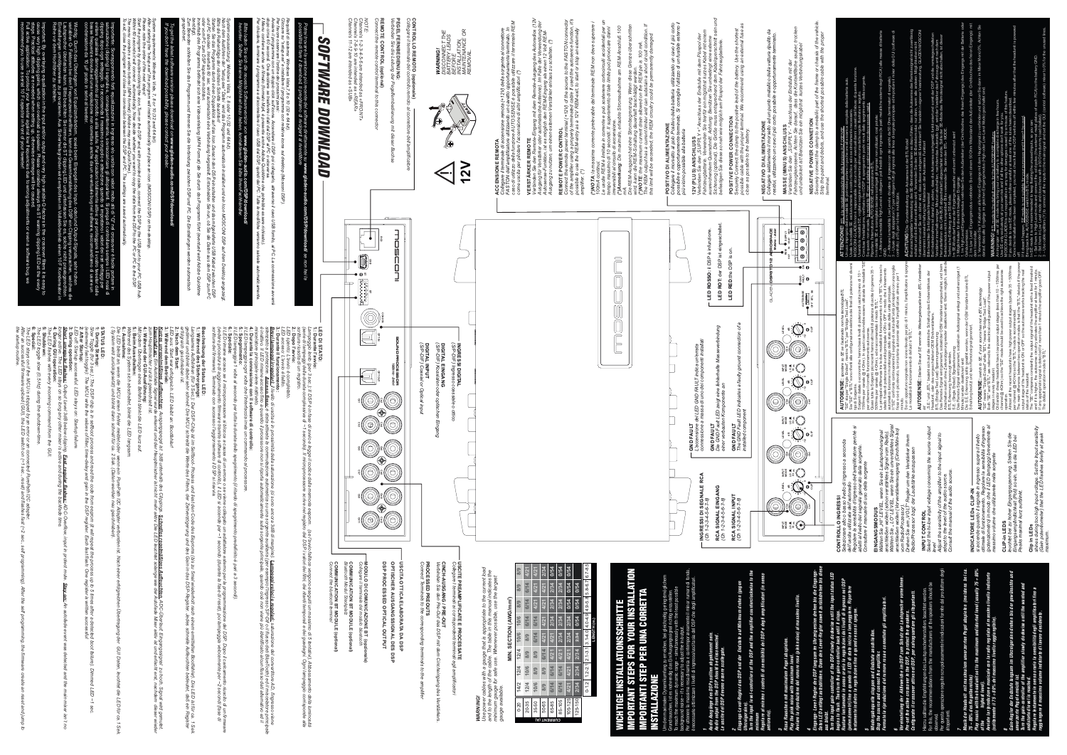# SOFTWARE DOWNLOAD

To get the latest software version please download on www.gladen-audio.com/DSP/download

If you don't have the download possibility, please contact your dealer.

**CONTROLLO REMOTO (opzionale)**

**FERNBEDIENUNG**

**REMOTE CONTROL (optional)**

Connect the remote control terminal to this connector

**WARNING!**

DISCONNECT THE BATTERY LEADS BEFORE INSTALLING, MAINTENANCE OR REMOVAL.

12V

**ACCENSIONE REMOTA**

**VERSTÄRKER REMOTE**

**REMOTE POWER CONTROL**

**12V (PLUS) ANSCHLUSS**

**POSITIVO DI ALIMENTAZIONE**

**POSITIVE POWER CONNECTION**

**NEGATIVO DI ALIMENTAZIONE**

**MASSE (MINUS) ANSCHLUSS**

**NEGATIVE POWER CONNECTION**

Connect the negative terminal (GND) to the shortest possible point of the frame or chassis of the vehicle. Strip the paint and dust, and use the shortest possible cable with the proper terminal.

**GND FAULT**

The GND Fault LED indicates a faulty ground connection of a installed component.

**LED ROSSO:** DSP è in funzione.

**LED ROT:** der DSP ist eingeschaltet.

**LED RED:** the DSP is on.

**INGRESSI DI SEGNALE RCA**
(Ch 1-2-3-4-5-6-7-8)

**RCA SIGNALEINGANG**
(Ch 1-2-3-4-5-6-7-8)

**RCA SIGNAL INPUT**
(Ch 1-2-3-4-5-6-7-8)

**INGRESSO DIGITAL**
(SP-DIF) Ingresso coassiale o ottico

**DIGITAL EINGANG**

**DIGITAL INPUT**
(SP-DIF) Coaxial or Optical input

**USCITE PREAMPLIFICATE E PROCESSATE**

**CINCH AUSGANG / PRE-OUT**

**PROCESSED PRE OUTS**

Connect terminals to the corresponding terminals to the amplifier

**USCITA OTTICA ELABORATA DA DSP**

**OPTISCHER AUSGANGSSIGNAL DES DSP**

**DSP PROCESSED OPTICAL OUTPUT**

**MODULO DI COMUNICAZIONE BT (opzionale)**

**COMMUNICATION BT MODULE (optional)**

**LED DI STATO**

**Beschreibung der Status LED**

**STATUS LED**

**MIN. SECTION (AWG/mm²)**

| CURRENT (A) | LENGTH (m) | | | | | | | |
|---|---|---|---|---|---|---|---|---|
| | 0-1.2 | 1.2-3.1 | 3.1-4.6 | 4.6-6.1 | 6.1-7.6 | 7.6-9.2 | 9.2-10.7 | 10.7-12.2 |
| 0-20 | 14/2 | 12/4 | 12/4 | 10/6 | 10/6 | 8/9 | 8/9 | 8/9 |
| 20-35 | 12/4 | 10/6 | 8/9 | 8/9 | 6/14 | 6/14 | 4/21 | 4/21 |
| 35-50 | 10/6 | 8/9 | 8/9 | 6/14 | 4/21 | 4/21 | 4/21 | 2/34 |
| 50-65 | 8/9 | 8/9 | 6/14 | 4/21 | 4/21 | 4/21 | 2/34 | 2/34 |
| 65-85 | 6/14 | 6/14 | 4/21 | 4/21 | 2/34 | 2/34 | 0/54 | 0/54 |
| 85-105 | 6/14 | 6/14 | 4/21 | 2/34 | 2/34 | 2/34 | 0/54 | 0/54 |
| 105-125 | 4/21 | 4/21 | 4/21 | 2/34 | 0/54 | 0/54 | 0/54 | 0/54 |
| 125-150 | 2/34 | 2/34 | 2/34 | 0/54 | 0/54 | 0/54 | 0/54 | 0/54 |

**WARNING!**

Use power cables with a gauge that is appropriate to the current load and to the length of the cable. The table in this manual indicates the minimum gauge for safe use. Whenever possible, use the largest gauge available.

**CONTROLLO INGRESSI**

**EINGANGSMODUS**

**INPUT CONTROL**

**INDICATORE LEDs CLIP-IN**

**Clip-in LEDs**

# WICHTIGE INSTALLATIONSSCHRITTE
# IMPORTANT STEPS FOR YOUR INSTALLATION
# IMPORTANTI STEP PER UNA CORRETTA INSTALLAZIONE